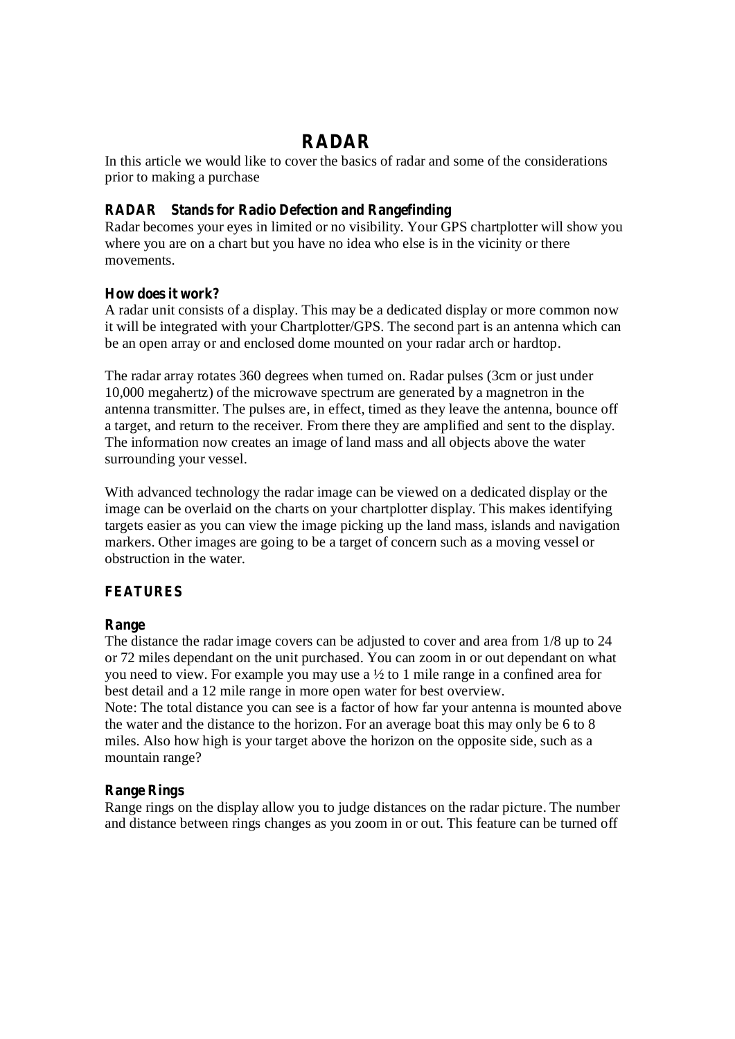# RADAR

In this article we would like to cover the basics of radar and some of the considerations prior to making a purchase

**RADAR Stands for Radio Defection and Rangefinding**

Radar becomes your eyes in limited or no visibility. Your GPS chartplotter will show you where you are on a chart but you have no idea who else is in the vicinity or there movements.

**How does it work?**

A radar unit consists of a display. This may be a dedicated display or more common now it will be integrated with your Chartplotter/GPS. The second part is an antenna which can be an open array or and enclosed dome mounted on your radar arch or hardtop.

The radar array rotates 360 degrees when turned on. Radar pulses (3cm or just under 10,000 megahertz) of the microwave spectrum are generated by a magnetron in the antenna transmitter. The pulses are, in effect, timed as they leave the antenna, bounce off a target, and return to the receiver. From there they are amplified and sent to the display. The information now creates an image of land mass and all objects above the water surrounding your vessel.

With advanced technology the radar image can be viewed on a dedicated display or the image can be overlaid on the charts on your chartplotter display. This makes identifying targets easier as you can view the image picking up the land mass, islands and navigation markers. Other images are going to be a target of concern such as a moving vessel or obstruction in the water.

## FEATURES

**Range**

The distance the radar image covers can be adjusted to cover and area from 1/8 up to 24 or 72 miles dependant on the unit purchased. You can zoom in or out dependant on what you need to view. For example you may use a ½ to 1 mile range in a confined area for best detail and a 12 mile range in more open water for best overview.
Note: The total distance you can see is a factor of how far your antenna is mounted above the water and the distance to the horizon. For an average boat this may only be 6 to 8 miles. Also how high is your target above the horizon on the opposite side, such as a mountain range?

**Range Rings**

Range rings on the display allow you to judge distances on the radar picture. The number and distance between rings changes as you zoom in or out. This feature can be turned off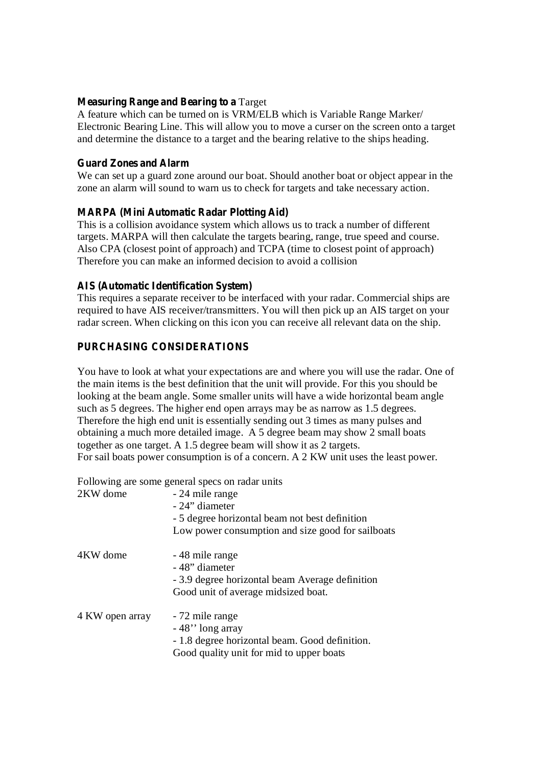**Measuring Range and Bearing to a** Target

A feature which can be turned on is VRM/ELB which is Variable Range Marker/ Electronic Bearing Line. This will allow you to move a curser on the screen onto a target and determine the distance to a target and the bearing relative to the ships heading.

**Guard Zones and Alarm**

We can set up a guard zone around our boat. Should another boat or object appear in the zone an alarm will sound to warn us to check for targets and take necessary action.

**MARPA (Mini Automatic Radar Plotting Aid)**

This is a collision avoidance system which allows us to track a number of different targets. MARPA will then calculate the targets bearing, range, true speed and course. Also CPA (closest point of approach) and TCPA (time to closest point of approach) Therefore you can make an informed decision to avoid a collision

**AIS (Automatic Identification System)**

This requires a separate receiver to be interfaced with your radar. Commercial ships are required to have AIS receiver/transmitters. You will then pick up an AIS target on your radar screen. When clicking on this icon you can receive all relevant data on the ship.

## PURCHASING CONSIDERATIONS

You have to look at what your expectations are and where you will use the radar. One of the main items is the best definition that the unit will provide. For this you should be looking at the beam angle. Some smaller units will have a wide horizontal beam angle such as 5 degrees. The higher end open arrays may be as narrow as 1.5 degrees. Therefore the high end unit is essentially sending out 3 times as many pulses and obtaining a much more detailed image. A 5 degree beam may show 2 small boats together as one target. A 1.5 degree beam will show it as 2 targets.
For sail boats power consumption is of a concern. A 2 KW unit uses the least power.

Following are some general specs on radar units

2KW dome
- 24 mile range
- 24" diameter
- 5 degree horizontal beam not best definition

Low power consumption and size good for sailboats

4KW dome
- 48 mile range
- 48" diameter
- 3.9 degree horizontal beam Average definition

Good unit of average midsized boat.

4 KW open array
- 72 mile range
- 48'' long array
- 1.8 degree horizontal beam. Good definition.

Good quality unit for mid to upper boats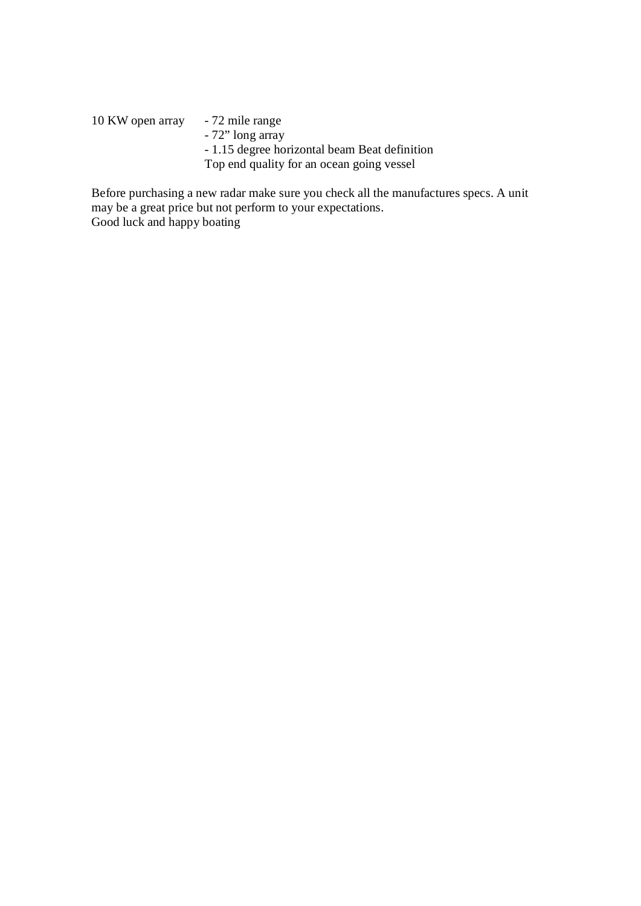10 KW open array - 72 mile range
- 72" long array
- 1.15 degree horizontal beam Beat definition
Top end quality for an ocean going vessel

Before purchasing a new radar make sure you check all the manufactures specs. A unit may be a great price but not perform to your expectations.
Good luck and happy boating